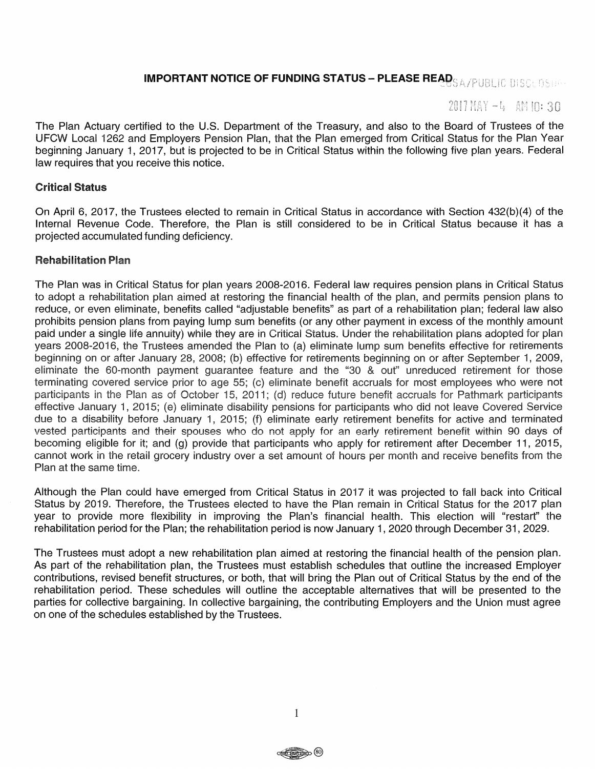# IMPORTANT NOTICE OF FUNDING STATUS – PLEASE READ

The Plan Actuary certified to the U.S. Department of the Treasury, and also to the Board of Trustees of the UFCW Local 1262 and Employers Pension Plan, that the Plan emerged from Critical Status for the Plan Year beginning January 1, 2017, but is projected to be in Critical Status within the following five plan years. Federal law requires that you receive this notice.

## Critical Status

On April 6, 2017, the Trustees elected to remain in Critical Status in accordance with Section 432(b)(4) of the Internal Revenue Code. Therefore, the Plan is still considered to be in Critical Status because it has a projected accumulated funding deficiency.

## Rehabilitation Plan

The Plan was in Critical Status for plan years 2008-2016. Federal law requires pension plans in Critical Status to adopt a rehabilitation plan aimed at restoring the financial health of the plan, and permits pension plans to reduce, or even eliminate, benefits called "adjustable benefits" as part of a rehabilitation plan; federal law also prohibits pension plans from paying lump sum benefits (or any other payment in excess of the monthly amount paid under a single life annuity) while they are in Critical Status. Under the rehabilitation plans adopted for plan years 2008-2016, the Trustees amended the Plan to (a) eliminate lump sum benefits effective for retirements beginning on or after January 28, 2008; (b) effective for retirements beginning on or after September 1, 2009, eliminate the 60-month payment guarantee feature and the "30 & out" unreduced retirement for those terminating covered service prior to age 55; (c) eliminate benefit accruals for most employees who were not participants in the Plan as of October 15, 2011; (d) reduce future benefit accruals for Pathmark participants effective January 1, 2015; (e) eliminate disability pensions for participants who did not leave Covered Service due to a disability before January 1, 2015; (f) eliminate early retirement benefits for active and terminated vested participants and their spouses who do not apply for an early retirement benefit within 90 days of becoming eligible for it; and (g) provide that participants who apply for retirement after December 11, 2015, cannot work in the retail grocery industry over a set amount of hours per month and receive benefits from the Plan at the same time.

Although the Plan could have emerged from Critical Status in 2017 it was projected to fall back into Critical Status by 2019. Therefore, the Trustees elected to have the Plan remain in Critical Status for the 2017 plan year to provide more flexibility in improving the Plan's financial health. This election will "restart" the rehabilitation period for the Plan; the rehabilitation period is now January 1, 2020 through December 31, 2029.

The Trustees must adopt a new rehabilitation plan aimed at restoring the financial health of the pension plan. As part of the rehabilitation plan, the Trustees must establish schedules that outline the increased Employer contributions, revised benefit structures, or both, that will bring the Plan out of Critical Status by the end of the rehabilitation period. These schedules will outline the acceptable alternatives that will be presented to the parties for collective bargaining. In collective bargaining, the contributing Employers and the Union must agree on one of the schedules established by the Trustees.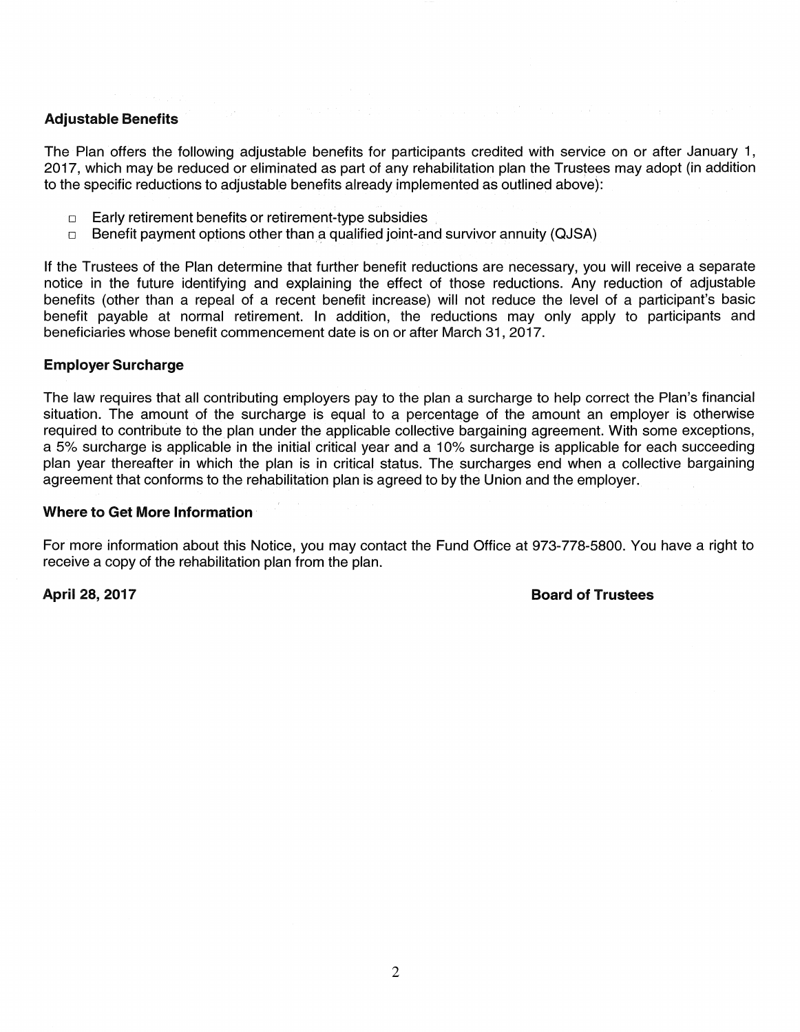### Adjustable Benefits

The Plan offers the following adjustable benefits for participants credited with service on or after January 1, 2017, which may be reduced or eliminated as part of any rehabilitation plan the Trustees may adopt (in addition to the specific reductions to adjustable benefits already implemented as outlined above):

- Early retirement benefits or retirement-type subsidies
- Benefit payment options other than a qualified joint-and survivor annuity (QJSA)

If the Trustees of the Plan determine that further benefit reductions are necessary, you will receive a separate notice in the future identifying and explaining the effect of those reductions. Any reduction of adjustable benefits (other than a repeal of a recent benefit increase) will not reduce the level of a participant's basic benefit payable at normal retirement. In addition, the reductions may only apply to participants and beneficiaries whose benefit commencement date is on or after March 31, 2017.

### Employer Surcharge

The law requires that all contributing employers pay to the plan a surcharge to help correct the Plan's financial situation. The amount of the surcharge is equal to a percentage of the amount an employer is otherwise required to contribute to the plan under the applicable collective bargaining agreement. With some exceptions, a 5% surcharge is applicable in the initial critical year and a 10% surcharge is applicable for each succeeding plan year thereafter in which the plan is in critical status. The surcharges end when a collective bargaining agreement that conforms to the rehabilitation plan is agreed to by the Union and the employer.

### Where to Get More Information

For more information about this Notice, you may contact the Fund Office at 973-778-5800. You have a right to receive a copy of the rehabilitation plan from the plan.

**April 28, 2017** **Board of Trustees**